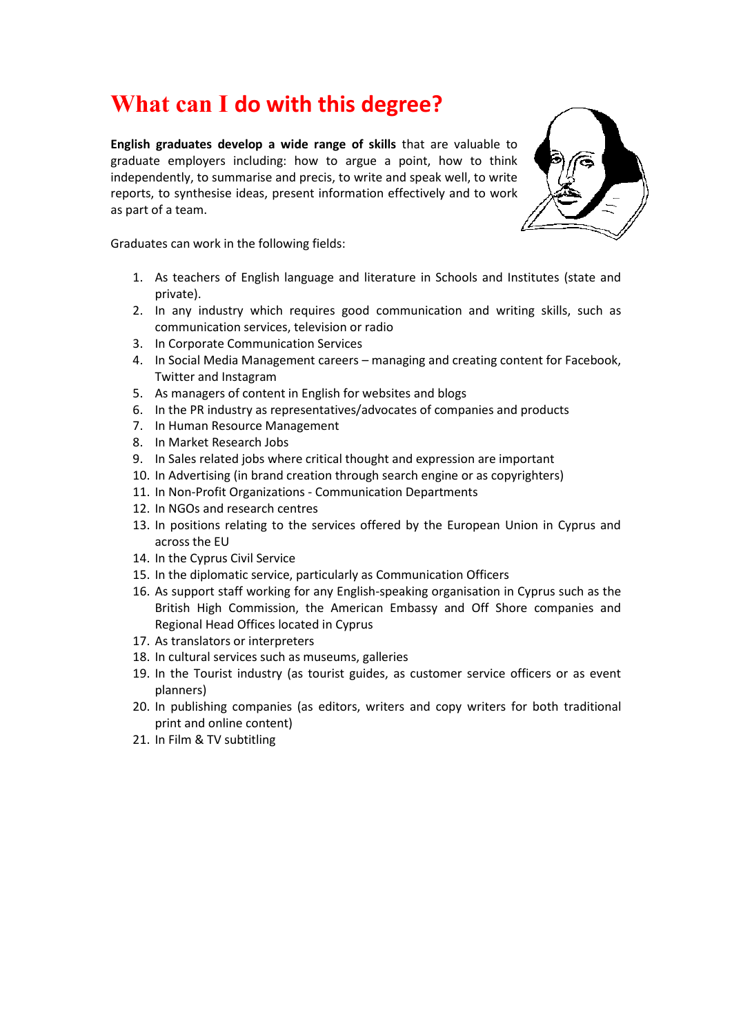# What can I do with this degree?

**English graduates develop a wide range of skills** that are valuable to graduate employers including: how to argue a point, how to think independently, to summarise and precis, to write and speak well, to write reports, to synthesise ideas, present information effectively and to work as part of a team.

Graduates can work in the following fields:

1. As teachers of English language and literature in Schools and Institutes (state and private).
2. In any industry which requires good communication and writing skills, such as communication services, television or radio
3. In Corporate Communication Services
4. In Social Media Management careers – managing and creating content for Facebook, Twitter and Instagram
5. As managers of content in English for websites and blogs
6. In the PR industry as representatives/advocates of companies and products
7. In Human Resource Management
8. In Market Research Jobs
9. In Sales related jobs where critical thought and expression are important
10. In Advertising (in brand creation through search engine or as copyrighters)
11. In Non-Profit Organizations - Communication Departments
12. In NGOs and research centres
13. In positions relating to the services offered by the European Union in Cyprus and across the EU
14. In the Cyprus Civil Service
15. In the diplomatic service, particularly as Communication Officers
16. As support staff working for any English-speaking organisation in Cyprus such as the British High Commission, the American Embassy and Off Shore companies and Regional Head Offices located in Cyprus
17. As translators or interpreters
18. In cultural services such as museums, galleries
19. In the Tourist industry (as tourist guides, as customer service officers or as event planners)
20. In publishing companies (as editors, writers and copy writers for both traditional print and online content)
21. In Film & TV subtitling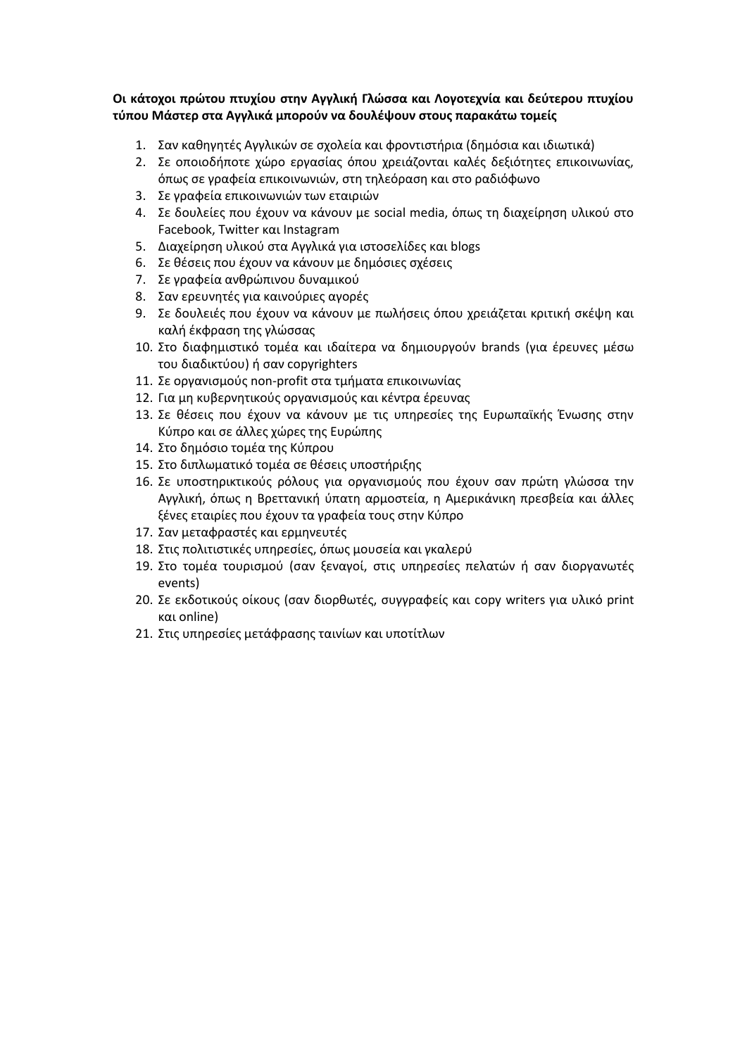**Οι κάτοχοι πρώτου πτυχίου στην Αγγλική Γλώσσα και Λογοτεχνία και δεύτερου πτυχίου τύπου Μάστερ στα Αγγλικά μπορούν να δουλέψουν στους παρακάτω τομείς**

1. Σαν καθηγητές Αγγλικών σε σχολεία και φροντιστήρια (δημόσια και ιδιωτικά)
2. Σε οποιοδήποτε χώρο εργασίας όπου χρειάζονται καλές δεξιότητες επικοινωνίας, όπως σε γραφεία επικοινωνιών, στη τηλεόραση και στο ραδιόφωνο
3. Σε γραφεία επικοινωνιών των εταιριών
4. Σε δουλείες που έχουν να κάνουν με social media, όπως τη διαχείρηση υλικού στο Facebook, Twitter και Instagram
5. Διαχείρηση υλικού στα Αγγλικά για ιστοσελίδες και blogs
6. Σε θέσεις που έχουν να κάνουν με δημόσιες σχέσεις
7. Σε γραφεία ανθρώπινου δυναμικού
8. Σαν ερευνητές για καινούριες αγορές
9. Σε δουλειές που έχουν να κάνουν με πωλήσεις όπου χρειάζεται κριτική σκέψη και καλή έκφραση της γλώσσας
10. Στο διαφημιστικό τομέα και ιδαίτερα να δημιουργούν brands (για έρευνες μέσω του διαδικτύου) ή σαν copyrighters
11. Σε οργανισμούς non-profit στα τμήματα επικοινωνίας
12. Για μη κυβερνητικούς οργανισμούς και κέντρα έρευνας
13. Σε θέσεις που έχουν να κάνουν με τις υπηρεσίες της Ευρωπαϊκής Ένωσης στην Κύπρο και σε άλλες χώρες της Ευρώπης
14. Στο δημόσιο τομέα της Κύπρου
15. Στο διπλωματικό τομέα σε θέσεις υποστήριξης
16. Σε υποστηρικτικούς ρόλους για οργανισμούς που έχουν σαν πρώτη γλώσσα την Αγγλική, όπως η Βρεττανική ύπατη αρμοστεία, η Αμερικάνικη πρεσβεία και άλλες ξένες εταιρίες που έχουν τα γραφεία τους στην Κύπρο
17. Σαν μεταφραστές και ερμηνευτές
18. Στις πολιτιστικές υπηρεσίες, όπως μουσεία και γκαλερύ
19. Στο τομέα τουρισμού (σαν ξεναγοί, στις υπηρεσίες πελατών ή σαν διοργανωτές events)
20. Σε εκδοτικούς οίκους (σαν διορθωτές, συγγραφείς και copy writers για υλικό print και online)
21. Στις υπηρεσίες μετάφρασης ταινίων και υποτίτλων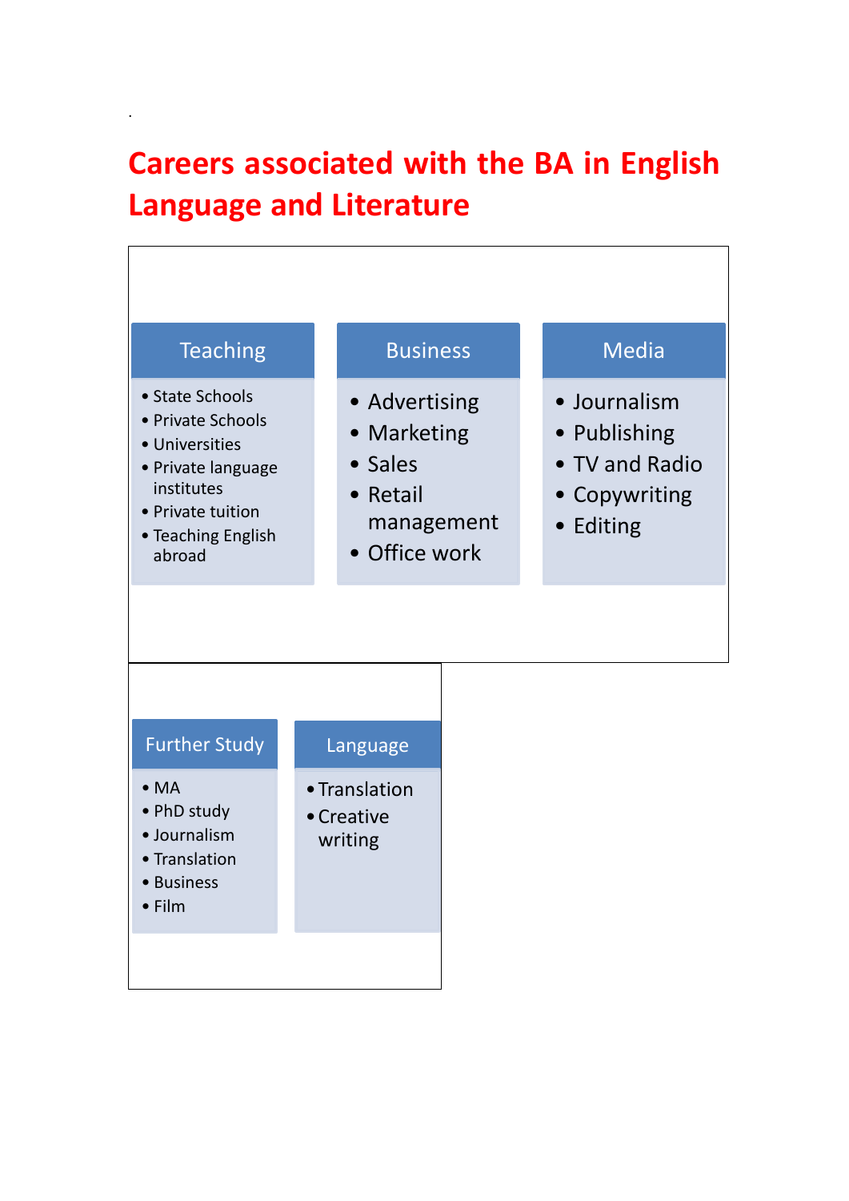# Careers associated with the BA in English Language and Literature

### Teaching

- State Schools
- Private Schools
- Universities
- Private language institutes
- Private tuition
- Teaching English abroad

### Business

- Advertising
- Marketing
- Sales
- Retail management
- Office work

### Media

- Journalism
- Publishing
- TV and Radio
- Copywriting
- Editing

### Further Study

- MA
- PhD study
- Journalism
- Translation
- Business
- Film

### Language

- Translation
- Creative writing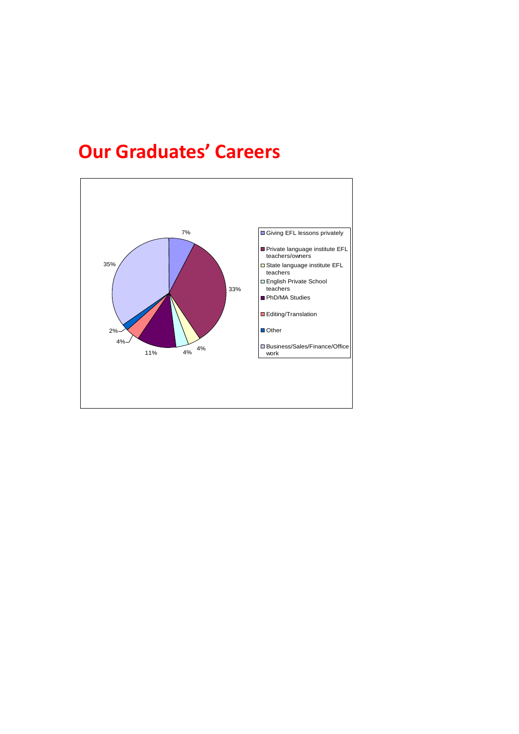# Our Graduates' Careers

| Career | Percentage |
| --- | --- |
| Giving EFL lessons privately | 7% |
| Private language institute EFL teachers/owners | 33% |
| State language institute EFL teachers | 4% |
| English Private School teachers | 4% |
| PhD/MA Studies | 11% |
| Editing/Translation | 4% |
| Other | 2% |
| Business/Sales/Finance/Office work | 35% |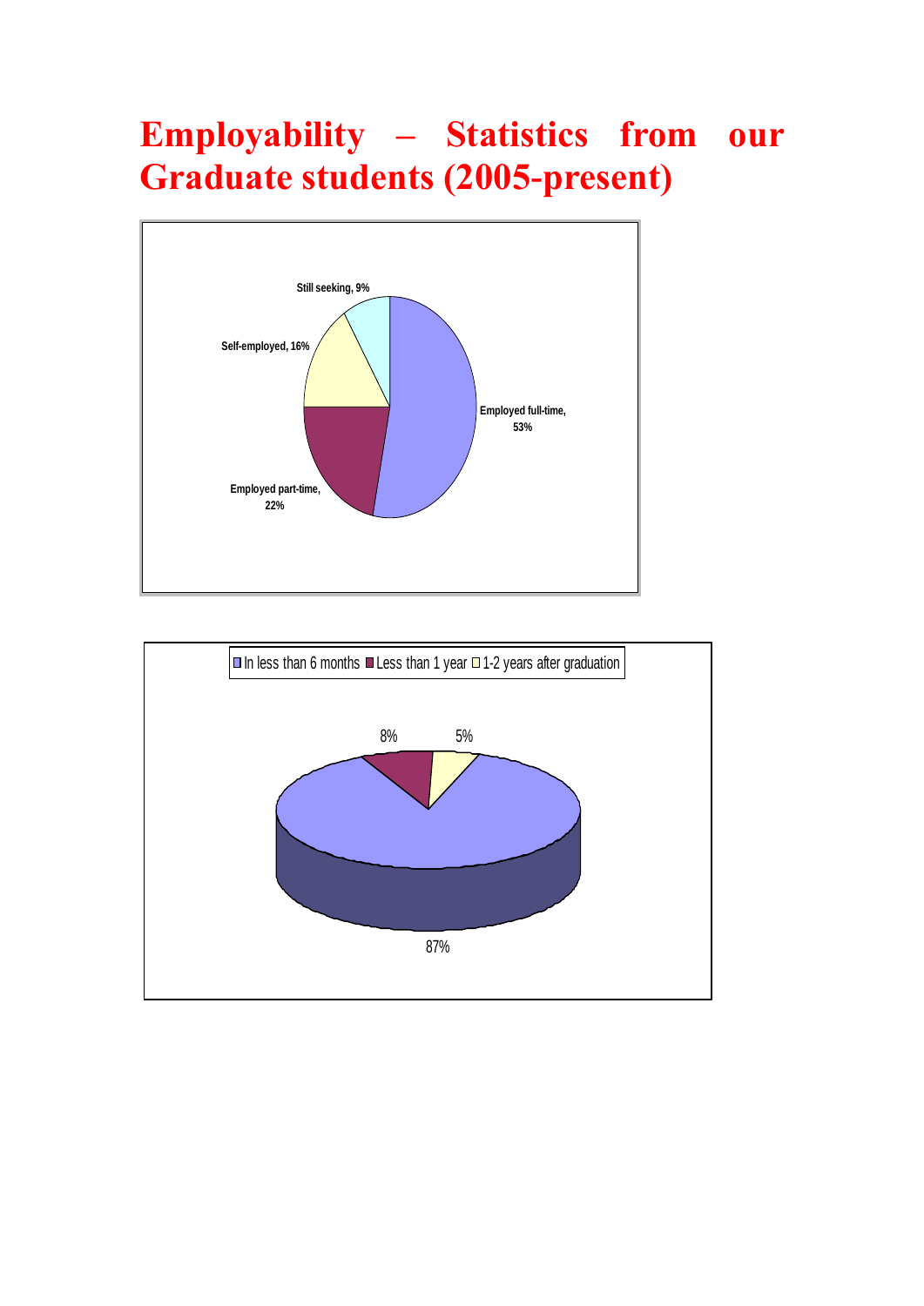# Employability – Statistics from our Graduate students (2005-present)

Still seeking, 9%

Self-employed, 16%

Employed full-time, 53%

Employed part-time, 22%

In less than 6 months | Less than 1 year | 1-2 years after graduation

8%

5%

87%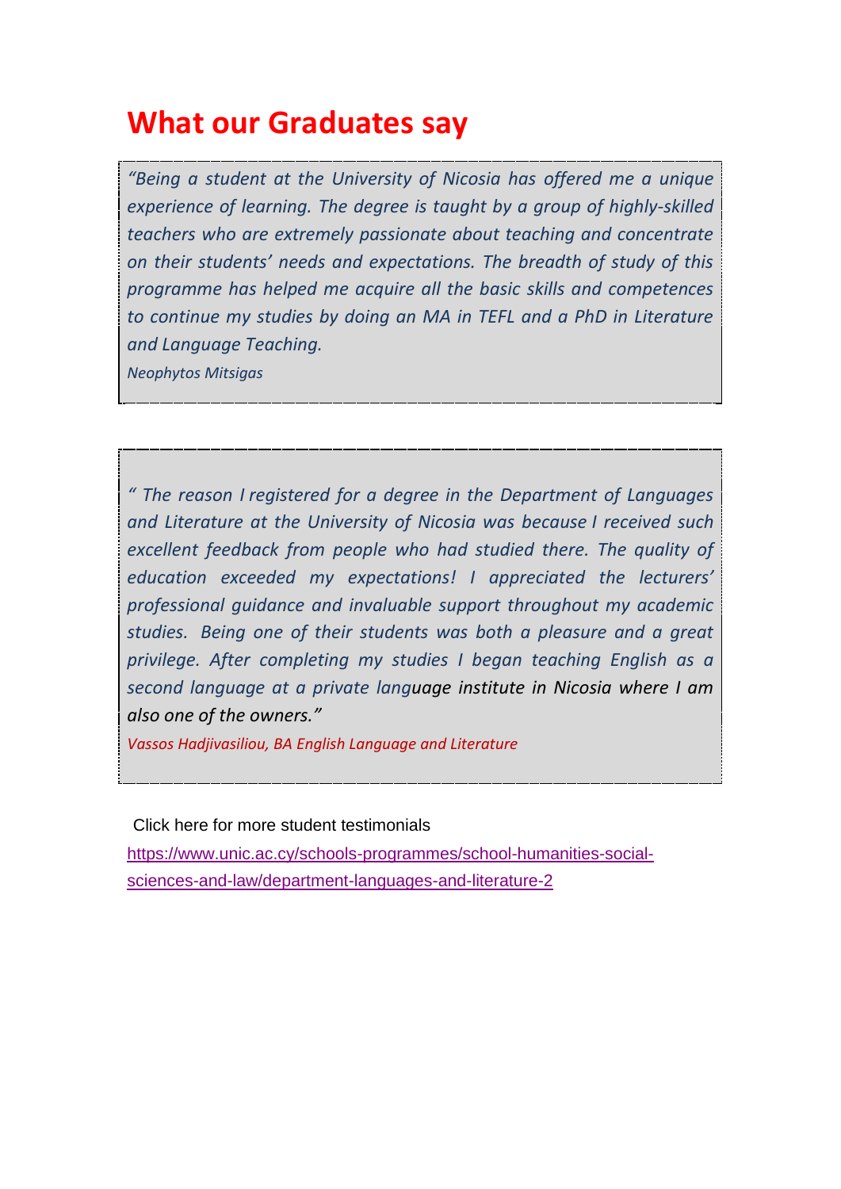# What our Graduates say

*"Being a student at the University of Nicosia has offered me a unique experience of learning. The degree is taught by a group of highly-skilled teachers who are extremely passionate about teaching and concentrate on their students' needs and expectations. The breadth of study of this programme has helped me acquire all the basic skills and competences to continue my studies by doing an MA in TEFL and a PhD in Literature and Language Teaching.*

*Neophytos Mitsigas*

*" The reason I registered for a degree in the Department of Languages and Literature at the University of Nicosia was because I received such excellent feedback from people who had studied there. The quality of education exceeded my expectations! I appreciated the lecturers' professional guidance and invaluable support throughout my academic studies. Being one of their students was both a pleasure and a great privilege. After completing my studies I began teaching English as a second language at a private language institute in Nicosia where I am also one of the owners."*

*Vassos Hadjivasiliou, BA English Language and Literature*

Click here for more student testimonials

https://www.unic.ac.cy/schools-programmes/school-humanities-social-sciences-and-law/department-languages-and-literature-2